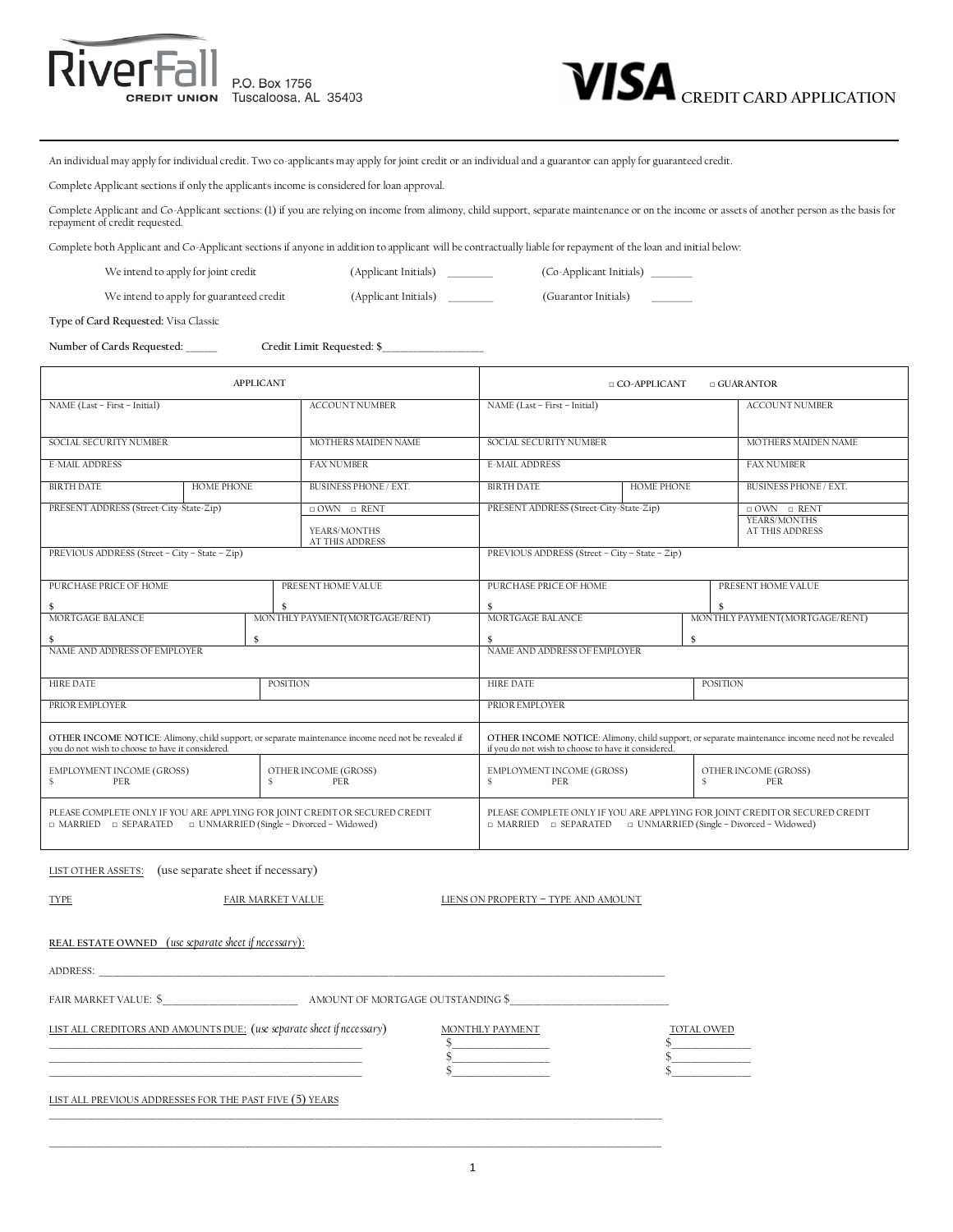RiverFall CREDIT UNION P.O. Box 1756 Tuscaloosa, AL 35403

# VISA CREDIT CARD APPLICATION

An individual may apply for individual credit. Two co-applicants may apply for joint credit or an individual and a guarantor can apply for guaranteed credit.

Complete Applicant sections if only the applicants income is considered for loan approval.

Complete Applicant and Co-Applicant sections: (1) if you are relying on income from alimony, child support, separate maintenance or on the income or assets of another person as the basis for repayment of credit requested.

Complete both Applicant and Co-Applicant sections if anyone in addition to applicant will be contractually liable for repayment of the loan and initial below:

We intend to apply for joint credit (Applicant Initials) ________ (Co-Applicant Initials) _______

We intend to apply for guaranteed credit (Applicant Initials) ________ (Guarantor Initials) _______

**Type of Card Requested:** Visa Classic

**Number of Cards Requested:** ______ **Credit Limit Requested:** $__________________

| APPLICANT | | □ CO-APPLICANT □ GUARANTOR | |
|---|---|---|---|
| NAME (Last – First – Initial) | ACCOUNT NUMBER | NAME (Last – First – Initial) | ACCOUNT NUMBER |
| SOCIAL SECURITY NUMBER | MOTHERS MAIDEN NAME | SOCIAL SECURITY NUMBER | MOTHERS MAIDEN NAME |
| E-MAIL ADDRESS | FAX NUMBER | E-MAIL ADDRESS | FAX NUMBER |
| BIRTH DATE / HOME PHONE | BUSINESS PHONE / EXT. | BIRTH DATE / HOME PHONE | BUSINESS PHONE / EXT. |
| PRESENT ADDRESS (Street-City-State-Zip) | □ OWN □ RENT<br>YEARS/MONTHS AT THIS ADDRESS | PRESENT ADDRESS (Street-City-State-Zip) | □ OWN □ RENT<br>YEARS/MONTHS AT THIS ADDRESS |
| PREVIOUS ADDRESS (Street – City – State – Zip) | | PREVIOUS ADDRESS (Street – City – State – Zip) | |
| PURCHASE PRICE OF HOME<br>$ | PRESENT HOME VALUE<br>$ | PURCHASE PRICE OF HOME<br>$ | PRESENT HOME VALUE<br>$ |
| MORTGAGE BALANCE<br>$ | MONTHLY PAYMENT(MORTGAGE/RENT)<br>$ | MORTGAGE BALANCE<br>$ | MONTHLY PAYMENT(MORTGAGE/RENT)<br>$ |
| NAME AND ADDRESS OF EMPLOYER | | NAME AND ADDRESS OF EMPLOYER | |
| HIRE DATE | POSITION | HIRE DATE | POSITION |
| PRIOR EMPLOYER | | PRIOR EMPLOYER | |
| **OTHER INCOME NOTICE**: Alimony, child support, or separate maintenance income need not be revealed if you do not wish to choose to have it considered. | | **OTHER INCOME NOTICE**: Alimony, child support, or separate maintenance income need not be revealed if you do not wish to choose to have it considered. | |
| EMPLOYMENT INCOME (GROSS)<br>$ PER | OTHER INCOME (GROSS)<br>$ PER | EMPLOYMENT INCOME (GROSS)<br>$ PER | OTHER INCOME (GROSS)<br>$ PER |
| PLEASE COMPLETE ONLY IF YOU ARE APPLYING FOR JOINT CREDIT OR SECURED CREDIT<br>□ MARRIED □ SEPARATED □ UNMARRIED (Single – Divorced – Widowed) | | PLEASE COMPLETE ONLY IF YOU ARE APPLYING FOR JOINT CREDIT OR SECURED CREDIT<br>□ MARRIED □ SEPARATED □ UNMARRIED (Single – Divorced – Widowed) | |

LIST OTHER ASSETS: (use separate sheet if necessary)

| TYPE | FAIR MARKET VALUE | LIENS ON PROPERTY – TYPE AND AMOUNT |
|---|---|---|

**REAL ESTATE OWNED** (*use separate sheet if necessary*):

ADDRESS: ______________________________________________________________________________

FAIR MARKET VALUE: $________________________ AMOUNT OF MORTGAGE OUTSTANDING $____________________________

| LIST ALL CREDITORS AND AMOUNTS DUE: (*use separate sheet if necessary*) | MONTHLY PAYMENT | TOTAL OWED |
|---|---|---|
| ________________________________________ | $_________________ | $_____________ |
| ________________________________________ | $_________________ | $_____________ |
| ________________________________________ | $_________________ | $_____________ |

LIST ALL PREVIOUS ADDRESSES FOR THE PAST FIVE (5) YEARS

______________________________________________________________________________

______________________________________________________________________________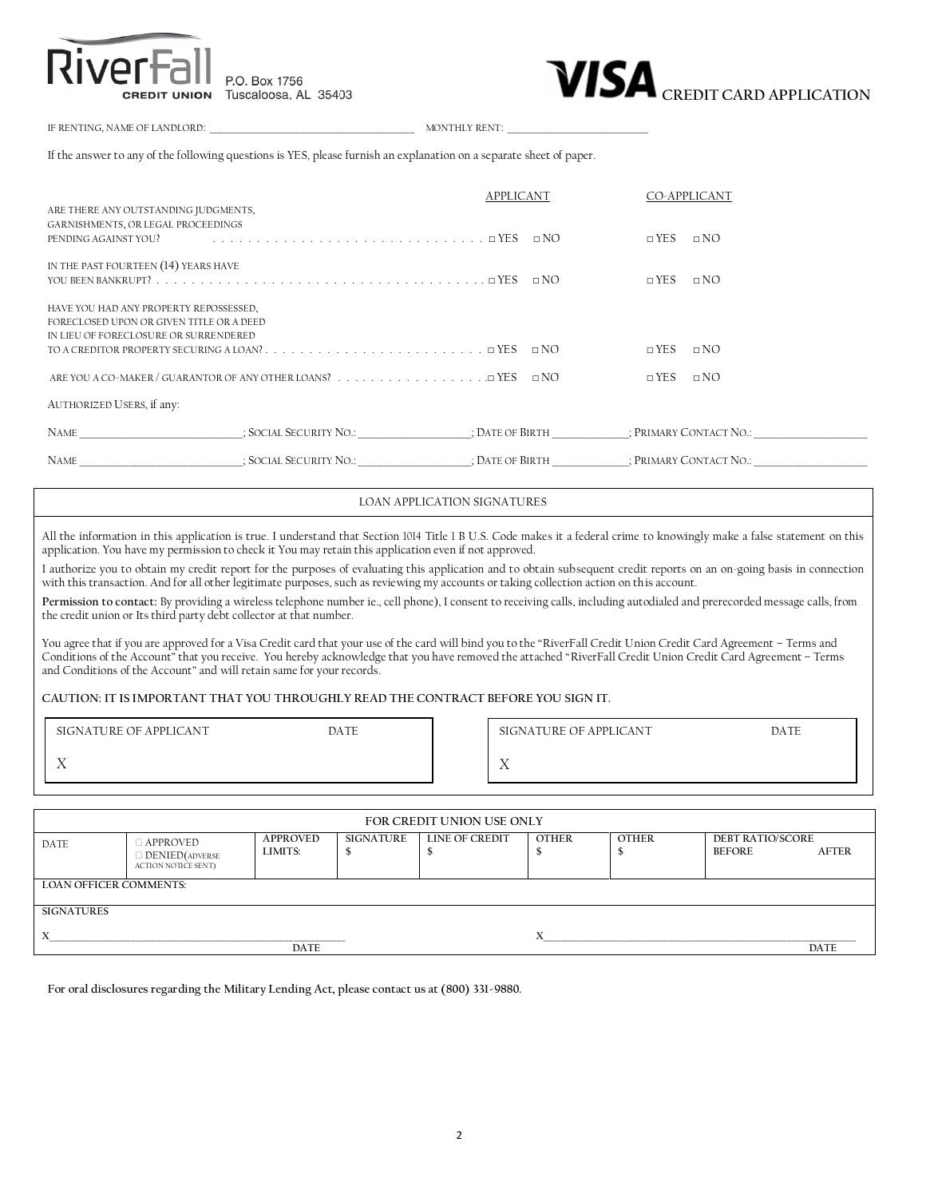**RiverFall CREDIT UNION** P.O. Box 1756 Tuscaloosa, AL 35403

# VISA CREDIT CARD APPLICATION

IF RENTING, NAME OF LANDLORD: ________________________ MONTHLY RENT: ________________

If the answer to any of the following questions is YES, please furnish an explanation on a separate sheet of paper.

| | APPLICANT | CO-APPLICANT |
|---|---|---|
| ARE THERE ANY OUTSTANDING JUDGMENTS, GARNISHMENTS, OR LEGAL PROCEEDINGS PENDING AGAINST YOU? | □ YES □ NO | □ YES □ NO |
| IN THE PAST FOURTEEN (14) YEARS HAVE YOU BEEN BANKRUPT? | □ YES □ NO | □ YES □ NO |
| HAVE YOU HAD ANY PROPERTY REPOSSESSED, FORECLOSED UPON OR GIVEN TITLE OR A DEED IN LIEU OF FORECLOSURE OR SURRENDERED TO A CREDITOR PROPERTY SECURING A LOAN? | □ YES □ NO | □ YES □ NO |
| ARE YOU A CO-MAKER / GUARANTOR OF ANY OTHER LOANS? | □ YES □ NO | □ YES □ NO |

AUTHORIZED USERS, if any:

NAME ____________________; SOCIAL SECURITY NO.: ______________; DATE OF BIRTH __________; PRIMARY CONTACT NO.: ______________

NAME ____________________; SOCIAL SECURITY NO.: ______________; DATE OF BIRTH __________; PRIMARY CONTACT NO.: ______________

## LOAN APPLICATION SIGNATURES

All the information in this application is true. I understand that Section 1014 Title 1 B U.S. Code makes it a federal crime to knowingly make a false statement on this application. You have my permission to check it You may retain this application even if not approved.

I authorize you to obtain my credit report for the purposes of evaluating this application and to obtain subsequent credit reports on an on-going basis in connection with this transaction. And for all other legitimate purposes, such as reviewing my accounts or taking collection action on this account.

**Permission to contact:** By providing a wireless telephone number ie., cell phone), I consent to receiving calls, including autodialed and prerecorded message calls, from the credit union or Its third party debt collector at that number.

You agree that if you are approved for a Visa Credit card that your use of the card will bind you to the "RiverFall Credit Union Credit Card Agreement – Terms and Conditions of the Account" that you receive. You hereby acknowledge that you have removed the attached "RiverFall Credit Union Credit Card Agreement – Terms and Conditions of the Account" and will retain same for your records.

**CAUTION: IT IS IMPORTANT THAT YOU THROUGHLY READ THE CONTRACT BEFORE YOU SIGN IT.**

| SIGNATURE OF APPLICANT | DATE | SIGNATURE OF APPLICANT | DATE |
|---|---|---|---|
| X | | X | |

## FOR CREDIT UNION USE ONLY

| DATE | □ APPROVED □ DENIED(ADVERSE ACTION NOTICE SENT) | APPROVED LIMITS: | SIGNATURE $ | LINE OF CREDIT $ | OTHER $ | OTHER $ | DEBT RATIO/SCORE BEFORE AFTER |
|---|---|---|---|---|---|---|---|
| LOAN OFFICER COMMENTS: | | | | | | | |
| SIGNATURES | | | | | | | |
| X__________________ DATE | | | | X__________________ DATE | | | |

**For oral disclosures regarding the Military Lending Act, please contact us at (800) 331-9880.**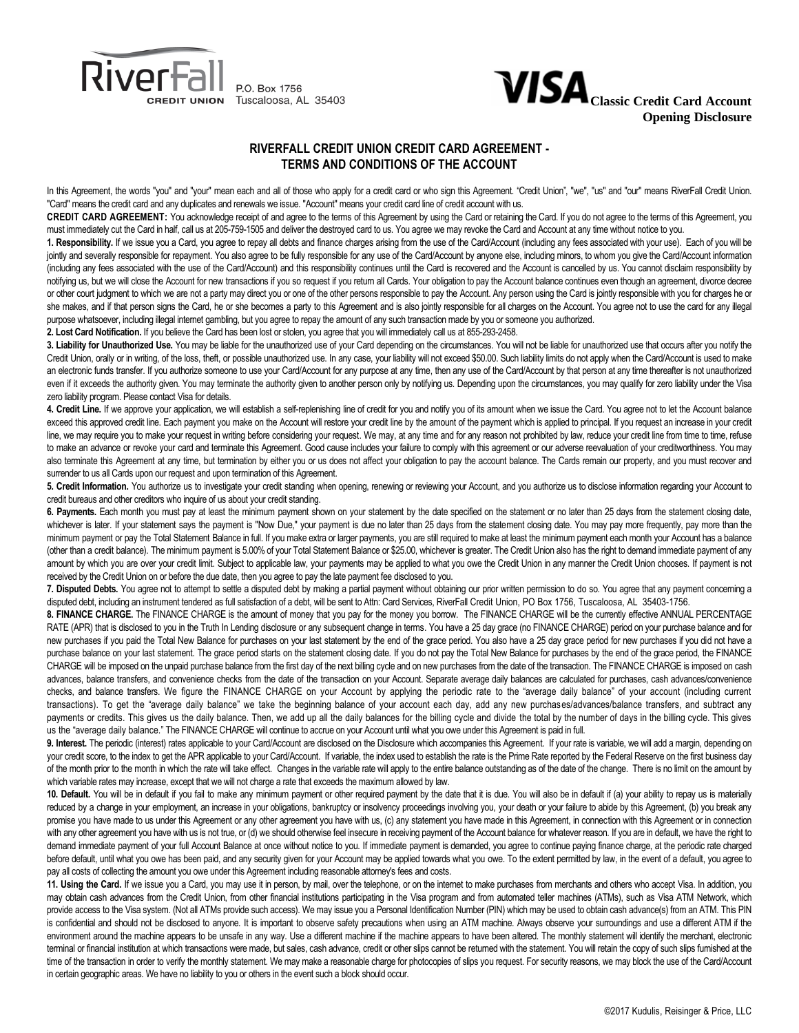RiverFall CREDIT UNION P.O. Box 1756 Tuscaloosa, AL 35403

**VISA Classic Credit Card Account Opening Disclosure**

## RIVERFALL CREDIT UNION CREDIT CARD AGREEMENT - TERMS AND CONDITIONS OF THE ACCOUNT

In this Agreement, the words "you" and "your" mean each and all of those who apply for a credit card or who sign this Agreement. "Credit Union", "we", "us" and "our" means RiverFall Credit Union. "Card" means the credit card and any duplicates and renewals we issue. "Account" means your credit card line of credit account with us.

**CREDIT CARD AGREEMENT:** You acknowledge receipt of and agree to the terms of this Agreement by using the Card or retaining the Card. If you do not agree to the terms of this Agreement, you must immediately cut the Card in half, call us at 205-759-1505 and deliver the destroyed card to us. You agree we may revoke the Card and Account at any time without notice to you.

**1. Responsibility.** If we issue you a Card, you agree to repay all debts and finance charges arising from the use of the Card/Account (including any fees associated with your use). Each of you will be jointly and severally responsible for repayment. You also agree to be fully responsible for any use of the Card/Account by anyone else, including minors, to whom you give the Card/Account information (including any fees associated with the use of the Card/Account) and this responsibility continues until the Card is recovered and the Account is cancelled by us. You cannot disclaim responsibility by notifying us, but we will close the Account for new transactions if you so request if you return all Cards. Your obligation to pay the Account balance continues even though an agreement, divorce decree or other court judgment to which we are not a party may direct you or one of the other persons responsible to pay the Account. Any person using the Card is jointly responsible with you for charges he or she makes, and if that person signs the Card, he or she becomes a party to this Agreement and is also jointly responsible for all charges on the Account. You agree not to use the card for any illegal purpose whatsoever, including illegal internet gambling, but you agree to repay the amount of any such transaction made by you or someone you authorized.

**2. Lost Card Notification.** If you believe the Card has been lost or stolen, you agree that you will immediately call us at 855-293-2458.

**3. Liability for Unauthorized Use.** You may be liable for the unauthorized use of your Card depending on the circumstances. You will not be liable for unauthorized use that occurs after you notify the Credit Union, orally or in writing, of the loss, theft, or possible unauthorized use. In any case, your liability will not exceed $50.00. Such liability limits do not apply when the Card/Account is used to make an electronic funds transfer. If you authorize someone to use your Card/Account for any purpose at any time, then any use of the Card/Account by that person at any time thereafter is not unauthorized even if it exceeds the authority given. You may terminate the authority given to another person only by notifying us. Depending upon the circumstances, you may qualify for zero liability under the Visa zero liability program. Please contact Visa for details.

**4. Credit Line.** If we approve your application, we will establish a self-replenishing line of credit for you and notify you of its amount when we issue the Card. You agree not to let the Account balance exceed this approved credit line. Each payment you make on the Account will restore your credit line by the amount of the payment which is applied to principal. If you request an increase in your credit line, we may require you to make your request in writing before considering your request. We may, at any time and for any reason not prohibited by law, reduce your credit line from time to time, refuse to make an advance or revoke your card and terminate this Agreement. Good cause includes your failure to comply with this agreement or our adverse reevaluation of your creditworthiness. You may also terminate this Agreement at any time, but termination by either you or us does not affect your obligation to pay the account balance. The Cards remain our property, and you must recover and surrender to us all Cards upon our request and upon termination of this Agreement.

**5. Credit Information.** You authorize us to investigate your credit standing when opening, renewing or reviewing your Account, and you authorize us to disclose information regarding your Account to credit bureaus and other creditors who inquire of us about your credit standing.

**6. Payments.** Each month you must pay at least the minimum payment shown on your statement by the date specified on the statement or no later than 25 days from the statement closing date, whichever is later. If your statement says the payment is "Now Due," your payment is due no later than 25 days from the statement closing date. You may pay more frequently, pay more than the minimum payment or pay the Total Statement Balance in full. If you make extra or larger payments, you are still required to make at least the minimum payment each month your Account has a balance (other than a credit balance). The minimum payment is 5.00% of your Total Statement Balance or $25.00, whichever is greater. The Credit Union also has the right to demand immediate payment of any amount by which you are over your credit limit. Subject to applicable law, your payments may be applied to what you owe the Credit Union in any manner the Credit Union chooses. If payment is not received by the Credit Union on or before the due date, then you agree to pay the late payment fee disclosed to you.

**7. Disputed Debts.** You agree not to attempt to settle a disputed debt by making a partial payment without obtaining our prior written permission to do so. You agree that any payment concerning a disputed debt, including an instrument tendered as full satisfaction of a debt, will be sent to Attn: Card Services, RiverFall Credit Union, PO Box 1756, Tuscaloosa, AL 35403-1756.

**8. FINANCE CHARGE.** The FINANCE CHARGE is the amount of money that you pay for the money you borrow. The FINANCE CHARGE will be the currently effective ANNUAL PERCENTAGE RATE (APR) that is disclosed to you in the Truth In Lending disclosure or any subsequent change in terms. You have a 25 day grace (no FINANCE CHARGE) period on your purchase balance and for new purchases if you paid the Total New Balance for purchases on your last statement by the end of the grace period. You also have a 25 day grace period for new purchases if you did not have a purchase balance on your last statement. The grace period starts on the statement closing date. If you do not pay the Total New Balance for purchases by the end of the grace period, the FINANCE CHARGE will be imposed on the unpaid purchase balance from the first day of the next billing cycle and on new purchases from the date of the transaction. The FINANCE CHARGE is imposed on cash advances, balance transfers, and convenience checks from the date of the transaction on your Account. Separate average daily balances are calculated for purchases, cash advances/convenience checks, and balance transfers. We figure the FINANCE CHARGE on your Account by applying the periodic rate to the "average daily balance" of your account (including current transactions). To get the "average daily balance" we take the beginning balance of your account each day, add any new purchases/advances/balance transfers, and subtract any payments or credits. This gives us the daily balance. Then, we add up all the daily balances for the billing cycle and divide the total by the number of days in the billing cycle. This gives us the "average daily balance." The FINANCE CHARGE will continue to accrue on your Account until what you owe under this Agreement is paid in full.

**9. Interest.** The periodic (interest) rates applicable to your Card/Account are disclosed on the Disclosure which accompanies this Agreement. If your rate is variable, we will add a margin, depending on your credit score, to the index to get the APR applicable to your Card/Account. If variable, the index used to establish the rate is the Prime Rate reported by the Federal Reserve on the first business day of the month prior to the month in which the rate will take effect. Changes in the variable rate will apply to the entire balance outstanding as of the date of the change. There is no limit on the amount by which variable rates may increase, except that we will not charge a rate that exceeds the maximum allowed by law.

**10. Default.** You will be in default if you fail to make any minimum payment or other required payment by the date that it is due. You will also be in default if (a) your ability to repay us is materially reduced by a change in your employment, an increase in your obligations, bankruptcy or insolvency proceedings involving you, your death or your failure to abide by this Agreement, (b) you break any promise you have made to us under this Agreement or any other agreement you have with us, (c) any statement you have made in this Agreement, in connection with this Agreement or in connection with any other agreement you have with us is not true, or (d) we should otherwise feel insecure in receiving payment of the Account balance for whatever reason. If you are in default, we have the right to demand immediate payment of your full Account Balance at once without notice to you. If immediate payment is demanded, you agree to continue paying finance charge, at the periodic rate charged before default, until what you owe has been paid, and any security given for your Account may be applied towards what you owe. To the extent permitted by law, in the event of a default, you agree to pay all costs of collecting the amount you owe under this Agreement including reasonable attorney's fees and costs.

**11. Using the Card.** If we issue you a Card, you may use it in person, by mail, over the telephone, or on the internet to make purchases from merchants and others who accept Visa. In addition, you may obtain cash advances from the Credit Union, from other financial institutions participating in the Visa program and from automated teller machines (ATMs), such as Visa ATM Network, which provide access to the Visa system. (Not all ATMs provide such access). We may issue you a Personal Identification Number (PIN) which may be used to obtain cash advance(s) from an ATM. This PIN is confidential and should not be disclosed to anyone. It is important to observe safety precautions when using an ATM machine. Always observe your surroundings and use a different ATM if the environment around the machine appears to be unsafe in any way. Use a different machine if the machine appears to have been altered. The monthly statement will identify the merchant, electronic terminal or financial institution at which transactions were made, but sales, cash advance, credit or other slips cannot be returned with the statement. You will retain the copy of such slips furnished at the time of the transaction in order to verify the monthly statement. We may make a reasonable charge for photocopies of slips you request. For security reasons, we may block the use of the Card/Account in certain geographic areas. We have no liability to you or others in the event such a block should occur.

©2017 Kudulis, Reisinger & Price, LLC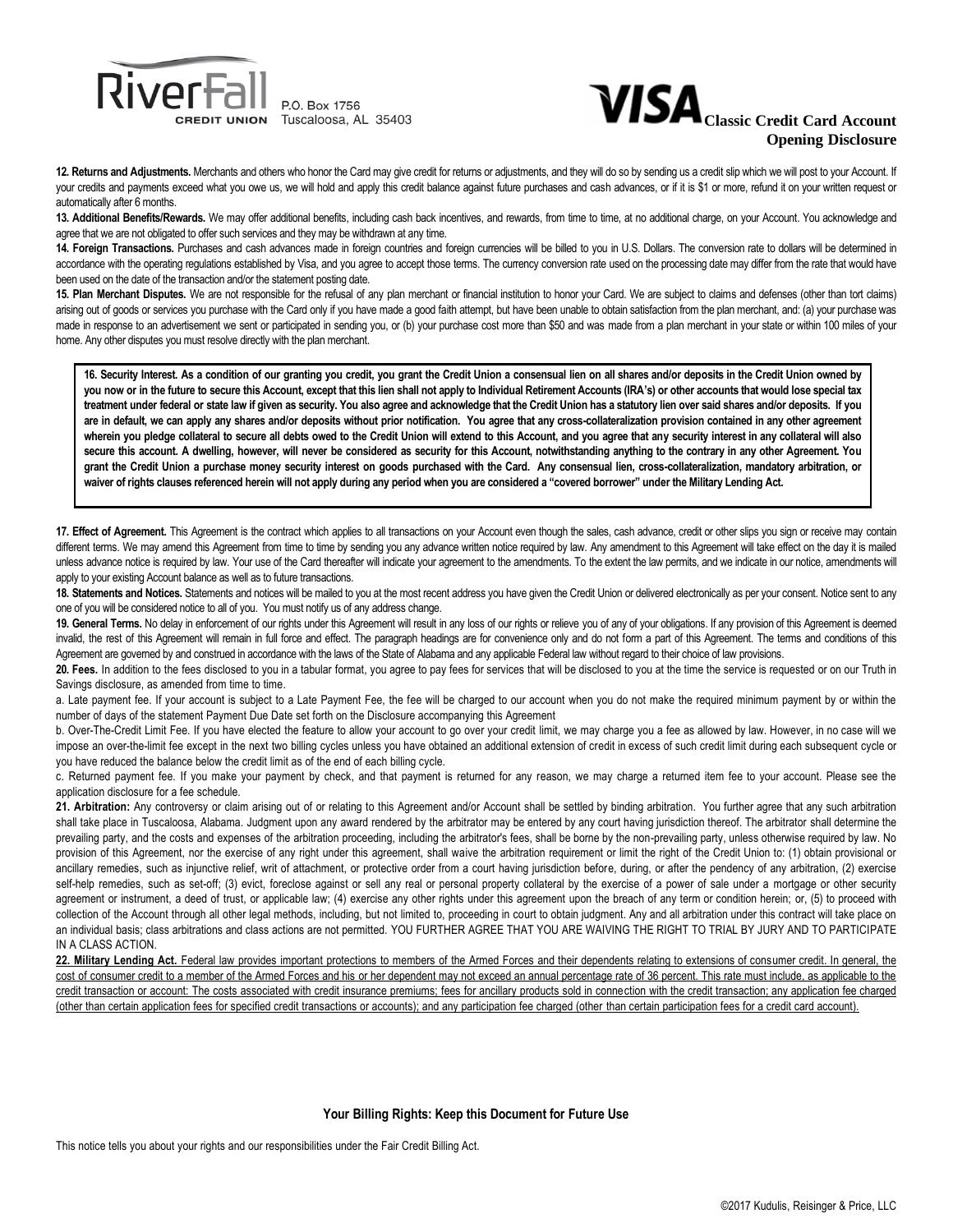RiverFall CREDIT UNION P.O. Box 1756 Tuscaloosa, AL 35403

# VISA Classic Credit Card Account Opening Disclosure

**12. Returns and Adjustments.** Merchants and others who honor the Card may give credit for returns or adjustments, and they will do so by sending us a credit slip which we will post to your Account. If your credits and payments exceed what you owe us, we will hold and apply this credit balance against future purchases and cash advances, or if it is $1 or more, refund it on your written request or automatically after 6 months.

**13. Additional Benefits/Rewards.** We may offer additional benefits, including cash back incentives, and rewards, from time to time, at no additional charge, on your Account. You acknowledge and agree that we are not obligated to offer such services and they may be withdrawn at any time.

**14. Foreign Transactions.** Purchases and cash advances made in foreign countries and foreign currencies will be billed to you in U.S. Dollars. The conversion rate to dollars will be determined in accordance with the operating regulations established by Visa, and you agree to accept those terms. The currency conversion rate used on the processing date may differ from the rate that would have been used on the date of the transaction and/or the statement posting date.

**15. Plan Merchant Disputes.** We are not responsible for the refusal of any plan merchant or financial institution to honor your Card. We are subject to claims and defenses (other than tort claims) arising out of goods or services you purchase with the Card only if you have made a good faith attempt, but have been unable to obtain satisfaction from the plan merchant, and: (a) your purchase was made in response to an advertisement we sent or participated in sending you, or (b) your purchase cost more than $50 and was made from a plan merchant in your state or within 100 miles of your home. Any other disputes you must resolve directly with the plan merchant.

**16. Security Interest. As a condition of our granting you credit, you grant the Credit Union a consensual lien on all shares and/or deposits in the Credit Union owned by you now or in the future to secure this Account, except that this lien shall not apply to Individual Retirement Accounts (IRA's) or other accounts that would lose special tax treatment under federal or state law if given as security. You also agree and acknowledge that the Credit Union has a statutory lien over said shares and/or deposits. If you are in default, we can apply any shares and/or deposits without prior notification. You agree that any cross-collateralization provision contained in any other agreement wherein you pledge collateral to secure all debts owed to the Credit Union will extend to this Account, and you agree that any security interest in any collateral will also secure this account. A dwelling, however, will never be considered as security for this Account, notwithstanding anything to the contrary in any other Agreement. You grant the Credit Union a purchase money security interest on goods purchased with the Card. Any consensual lien, cross-collateralization, mandatory arbitration, or waiver of rights clauses referenced herein will not apply during any period when you are considered a "covered borrower" under the Military Lending Act.**

**17. Effect of Agreement.** This Agreement is the contract which applies to all transactions on your Account even though the sales, cash advance, credit or other slips you sign or receive may contain different terms. We may amend this Agreement from time to time by sending you any advance written notice required by law. Any amendment to this Agreement will take effect on the day it is mailed unless advance notice is required by law. Your use of the Card thereafter will indicate your agreement to the amendments. To the extent the law permits, and we indicate in our notice, amendments will apply to your existing Account balance as well as to future transactions.

**18. Statements and Notices.** Statements and notices will be mailed to you at the most recent address you have given the Credit Union or delivered electronically as per your consent. Notice sent to any one of you will be considered notice to all of you. You must notify us of any address change.

**19. General Terms.** No delay in enforcement of our rights under this Agreement will result in any loss of our rights or relieve you of any of your obligations. If any provision of this Agreement is deemed invalid, the rest of this Agreement will remain in full force and effect. The paragraph headings are for convenience only and do not form a part of this Agreement. The terms and conditions of this Agreement are governed by and construed in accordance with the laws of the State of Alabama and any applicable Federal law without regard to their choice of law provisions.

**20. Fees.** In addition to the fees disclosed to you in a tabular format, you agree to pay fees for services that will be disclosed to you at the time the service is requested or on our Truth in Savings disclosure, as amended from time to time.

a. Late payment fee. If your account is subject to a Late Payment Fee, the fee will be charged to our account when you do not make the required minimum payment by or within the number of days of the statement Payment Due Date set forth on the Disclosure accompanying this Agreement

b. Over-The-Credit Limit Fee. If you have elected the feature to allow your account to go over your credit limit, we may charge you a fee as allowed by law. However, in no case will we impose an over-the-limit fee except in the next two billing cycles unless you have obtained an additional extension of credit in excess of such credit limit during each subsequent cycle or you have reduced the balance below the credit limit as of the end of each billing cycle.

c. Returned payment fee. If you make your payment by check, and that payment is returned for any reason, we may charge a returned item fee to your account. Please see the application disclosure for a fee schedule.

**21. Arbitration:** Any controversy or claim arising out of or relating to this Agreement and/or Account shall be settled by binding arbitration. You further agree that any such arbitration shall take place in Tuscaloosa, Alabama. Judgment upon any award rendered by the arbitrator may be entered by any court having jurisdiction thereof. The arbitrator shall determine the prevailing party, and the costs and expenses of the arbitration proceeding, including the arbitrator's fees, shall be borne by the non-prevailing party, unless otherwise required by law. No provision of this Agreement, nor the exercise of any right under this agreement, shall waive the arbitration requirement or limit the right of the Credit Union to: (1) obtain provisional or ancillary remedies, such as injunctive relief, writ of attachment, or protective order from a court having jurisdiction before, during, or after the pendency of any arbitration, (2) exercise self-help remedies, such as set-off; (3) evict, foreclose against or sell any real or personal property collateral by the exercise of a power of sale under a mortgage or other security agreement or instrument, a deed of trust, or applicable law; (4) exercise any other rights under this agreement upon the breach of any term or condition herein; or, (5) to proceed with collection of the Account through all other legal methods, including, but not limited to, proceeding in court to obtain judgment. Any and all arbitration under this contract will take place on an individual basis; class arbitrations and class actions are not permitted. YOU FURTHER AGREE THAT YOU ARE WAIVING THE RIGHT TO TRIAL BY JURY AND TO PARTICIPATE IN A CLASS ACTION.

**22. Military Lending Act.** Federal law provides important protections to members of the Armed Forces and their dependents relating to extensions of consumer credit. In general, the cost of consumer credit to a member of the Armed Forces and his or her dependent may not exceed an annual percentage rate of 36 percent. This rate must include, as applicable to the credit transaction or account: The costs associated with credit insurance premiums; fees for ancillary products sold in connection with the credit transaction; any application fee charged (other than certain application fees for specified credit transactions or accounts); and any participation fee charged (other than certain participation fees for a credit card account).

## Your Billing Rights: Keep this Document for Future Use

This notice tells you about your rights and our responsibilities under the Fair Credit Billing Act.

©2017 Kudulis, Reisinger & Price, LLC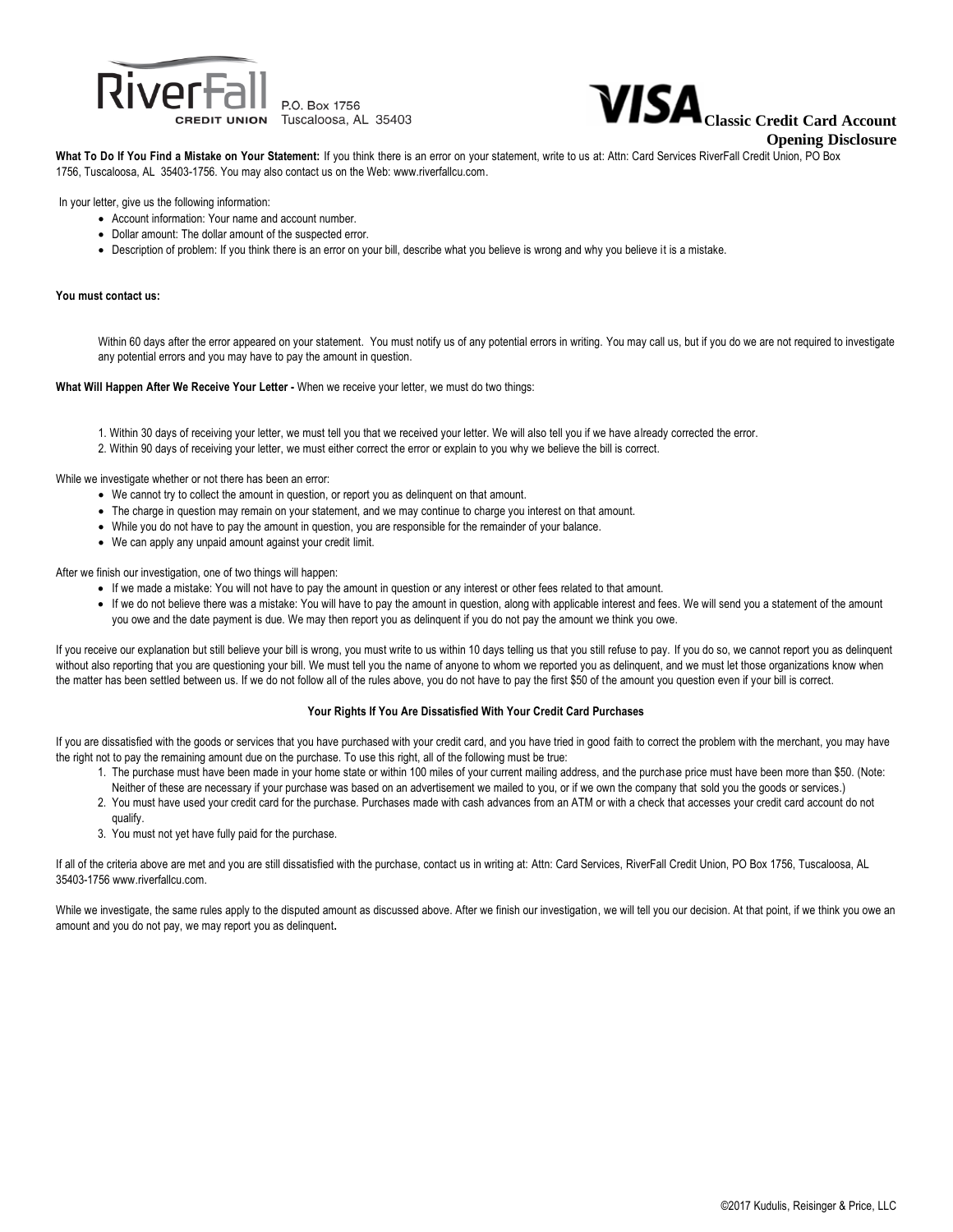RiverFall CREDIT UNION P.O. Box 1756 Tuscaloosa, AL 35403

# VISA Classic Credit Card Account Opening Disclosure

**What To Do If You Find a Mistake on Your Statement:** If you think there is an error on your statement, write to us at: Attn: Card Services RiverFall Credit Union, PO Box 1756, Tuscaloosa, AL 35403-1756. You may also contact us on the Web: www.riverfallcu.com.

In your letter, give us the following information:

- Account information: Your name and account number.
- Dollar amount: The dollar amount of the suspected error.
- Description of problem: If you think there is an error on your bill, describe what you believe is wrong and why you believe it is a mistake.

**You must contact us:**

Within 60 days after the error appeared on your statement. You must notify us of any potential errors in writing. You may call us, but if you do we are not required to investigate any potential errors and you may have to pay the amount in question.

**What Will Happen After We Receive Your Letter -** When we receive your letter, we must do two things:

1. Within 30 days of receiving your letter, we must tell you that we received your letter. We will also tell you if we have already corrected the error.
2. Within 90 days of receiving your letter, we must either correct the error or explain to you why we believe the bill is correct.

While we investigate whether or not there has been an error:

- We cannot try to collect the amount in question, or report you as delinquent on that amount.
- The charge in question may remain on your statement, and we may continue to charge you interest on that amount.
- While you do not have to pay the amount in question, you are responsible for the remainder of your balance.
- We can apply any unpaid amount against your credit limit.

After we finish our investigation, one of two things will happen:

- If we made a mistake: You will not have to pay the amount in question or any interest or other fees related to that amount.
- If we do not believe there was a mistake: You will have to pay the amount in question, along with applicable interest and fees. We will send you a statement of the amount you owe and the date payment is due. We may then report you as delinquent if you do not pay the amount we think you owe.

If you receive our explanation but still believe your bill is wrong, you must write to us within 10 days telling us that you still refuse to pay. If you do so, we cannot report you as delinquent without also reporting that you are questioning your bill. We must tell you the name of anyone to whom we reported you as delinquent, and we must let those organizations know when the matter has been settled between us. If we do not follow all of the rules above, you do not have to pay the first $50 of the amount you question even if your bill is correct.

**Your Rights If You Are Dissatisfied With Your Credit Card Purchases**

If you are dissatisfied with the goods or services that you have purchased with your credit card, and you have tried in good faith to correct the problem with the merchant, you may have the right not to pay the remaining amount due on the purchase. To use this right, all of the following must be true:

1. The purchase must have been made in your home state or within 100 miles of your current mailing address, and the purchase price must have been more than $50. (Note: Neither of these are necessary if your purchase was based on an advertisement we mailed to you, or if we own the company that sold you the goods or services.)
2. You must have used your credit card for the purchase. Purchases made with cash advances from an ATM or with a check that accesses your credit card account do not qualify.
3. You must not yet have fully paid for the purchase.

If all of the criteria above are met and you are still dissatisfied with the purchase, contact us in writing at: Attn: Card Services, RiverFall Credit Union, PO Box 1756, Tuscaloosa, AL 35403-1756 www.riverfallcu.com.

While we investigate, the same rules apply to the disputed amount as discussed above. After we finish our investigation, we will tell you our decision. At that point, if we think you owe an amount and you do not pay, we may report you as delinquent.

©2017 Kudulis, Reisinger & Price, LLC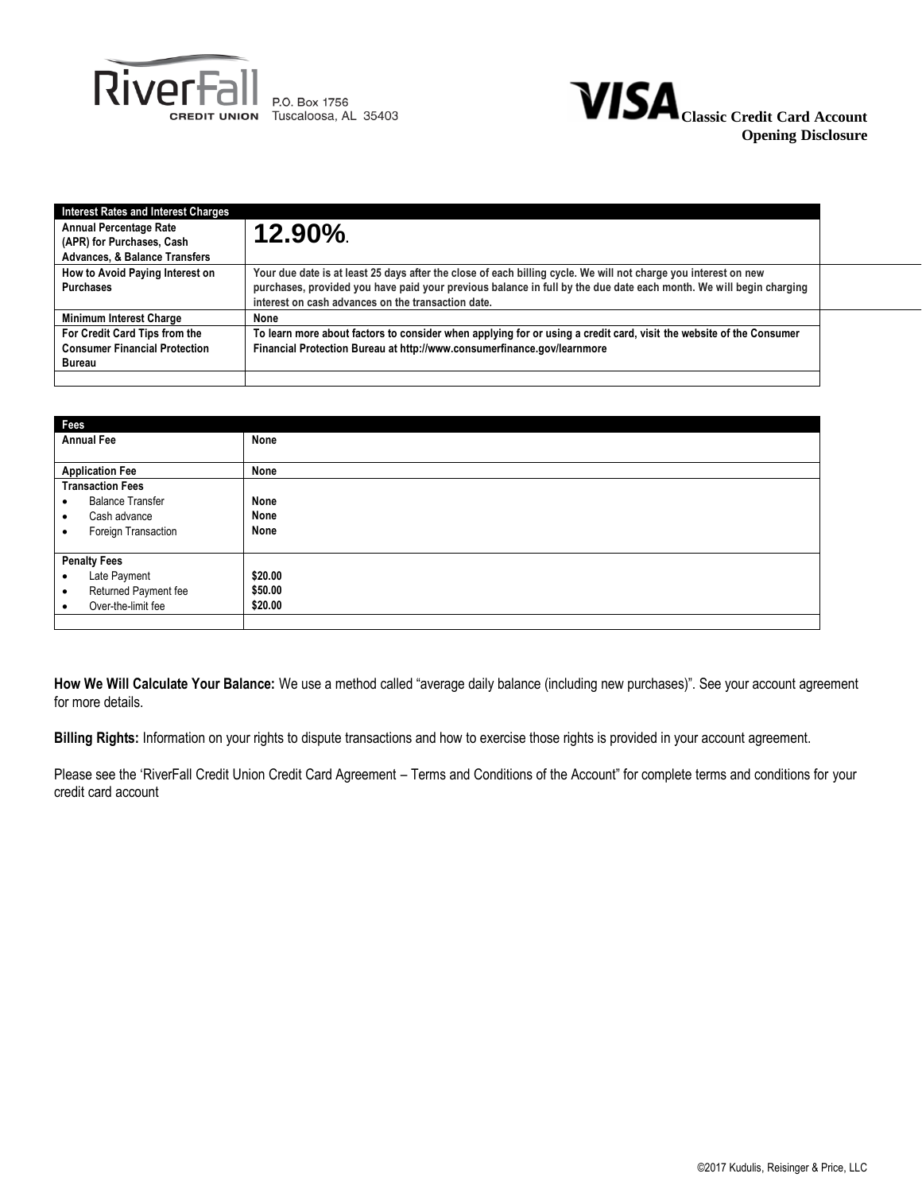RiverFall CREDIT UNION P.O. Box 1756 Tuscaloosa, AL 35403

# VISA Classic Credit Card Account Opening Disclosure

| Interest Rates and Interest Charges | |
|---|---|
| **Annual Percentage Rate (APR) for Purchases, Cash Advances, & Balance Transfers** | **12.90%**. |
| **How to Avoid Paying Interest on Purchases** | **Your due date is at least 25 days after the close of each billing cycle. We will not charge you interest on new purchases, provided you have paid your previous balance in full by the due date each month. We will begin charging interest on cash advances on the transaction date.** |
| **Minimum Interest Charge** | **None** |
| **For Credit Card Tips from the Consumer Financial Protection Bureau** | **To learn more about factors to consider when applying for or using a credit card, visit the website of the Consumer Financial Protection Bureau at http://www.consumerfinance.gov/learnmore** |
| | |

| Fees | |
|---|---|
| **Annual Fee** | **None** |
| **Application Fee** | **None** |
| **Transaction Fees** | |
| • Balance Transfer | **None** |
| • Cash advance | **None** |
| • Foreign Transaction | **None** |
| **Penalty Fees** | |
| • Late Payment | **$20.00** |
| • Returned Payment fee | **$50.00** |
| • Over-the-limit fee | **$20.00** |
| | |

**How We Will Calculate Your Balance:** We use a method called "average daily balance (including new purchases)". See your account agreement for more details.

**Billing Rights:** Information on your rights to dispute transactions and how to exercise those rights is provided in your account agreement.

Please see the 'RiverFall Credit Union Credit Card Agreement – Terms and Conditions of the Account" for complete terms and conditions for your credit card account

©2017 Kudulis, Reisinger & Price, LLC